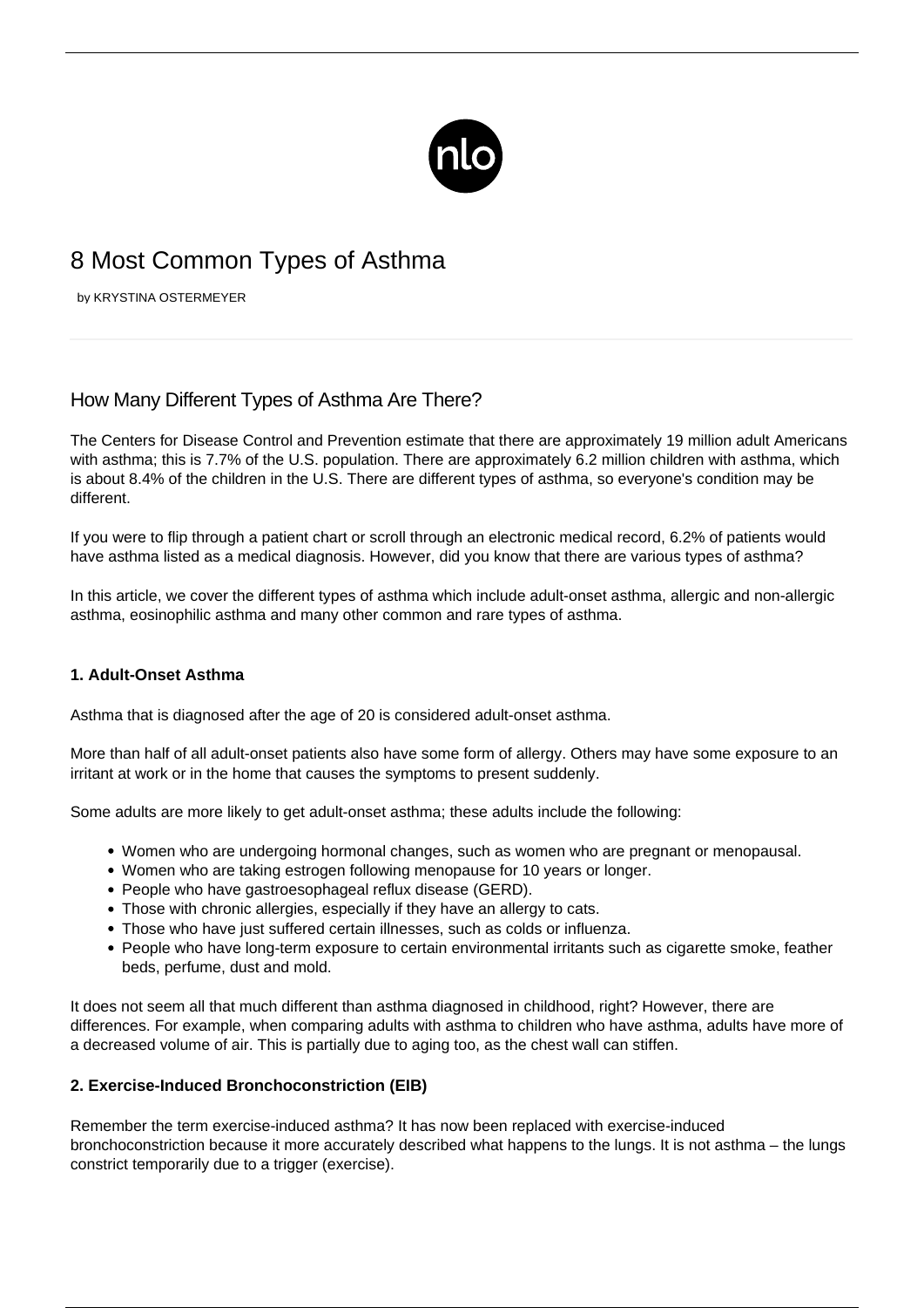# 8 Most Common Types of Asthma

by KRYSTINA OSTERMEYER

## How Many Different Types of Asthma Are There?

The Centers for Disease Control and Prevention estimate that there are approximately 19 million adult Americans with asthma; this is 7.7% of the U.S. population. There are approximately 6.2 million children with asthma, which is about 8.4% of the children in the U.S. There are different types of asthma, so everyone's condition may be different.

If you were to flip through a patient chart or scroll through an electronic medical record, 6.2% of patients would have asthma listed as a medical diagnosis. However, did you know that there are various types of asthma?

In this article, we cover the different types of asthma which include adult-onset asthma, allergic and non-allergic asthma, eosinophilic asthma and many other common and rare types of asthma.

### 1. Adult-Onset Asthma

Asthma that is diagnosed after the age of 20 is considered adult-onset asthma.

More than half of all adult-onset patients also have some form of allergy. Others may have some exposure to an irritant at work or in the home that causes the symptoms to present suddenly.

Some adults are more likely to get adult-onset asthma; these adults include the following:

- Women who are undergoing hormonal changes, such as women who are pregnant or menopausal.
- Women who are taking estrogen following menopause for 10 years or longer.
- People who have gastroesophageal reflux disease (GERD).
- Those with chronic allergies, especially if they have an allergy to cats.
- Those who have just suffered certain illnesses, such as colds or influenza.
- People who have long-term exposure to certain environmental irritants such as cigarette smoke, feather beds, perfume, dust and mold.

It does not seem all that much different than asthma diagnosed in childhood, right? However, there are differences. For example, when comparing adults with asthma to children who have asthma, adults have more of a decreased volume of air. This is partially due to aging too, as the chest wall can stiffen.

### 2. Exercise-Induced Bronchoconstriction (EIB)

Remember the term exercise-induced asthma? It has now been replaced with exercise-induced bronchoconstriction because it more accurately described what happens to the lungs. It is not asthma – the lungs constrict temporarily due to a trigger (exercise).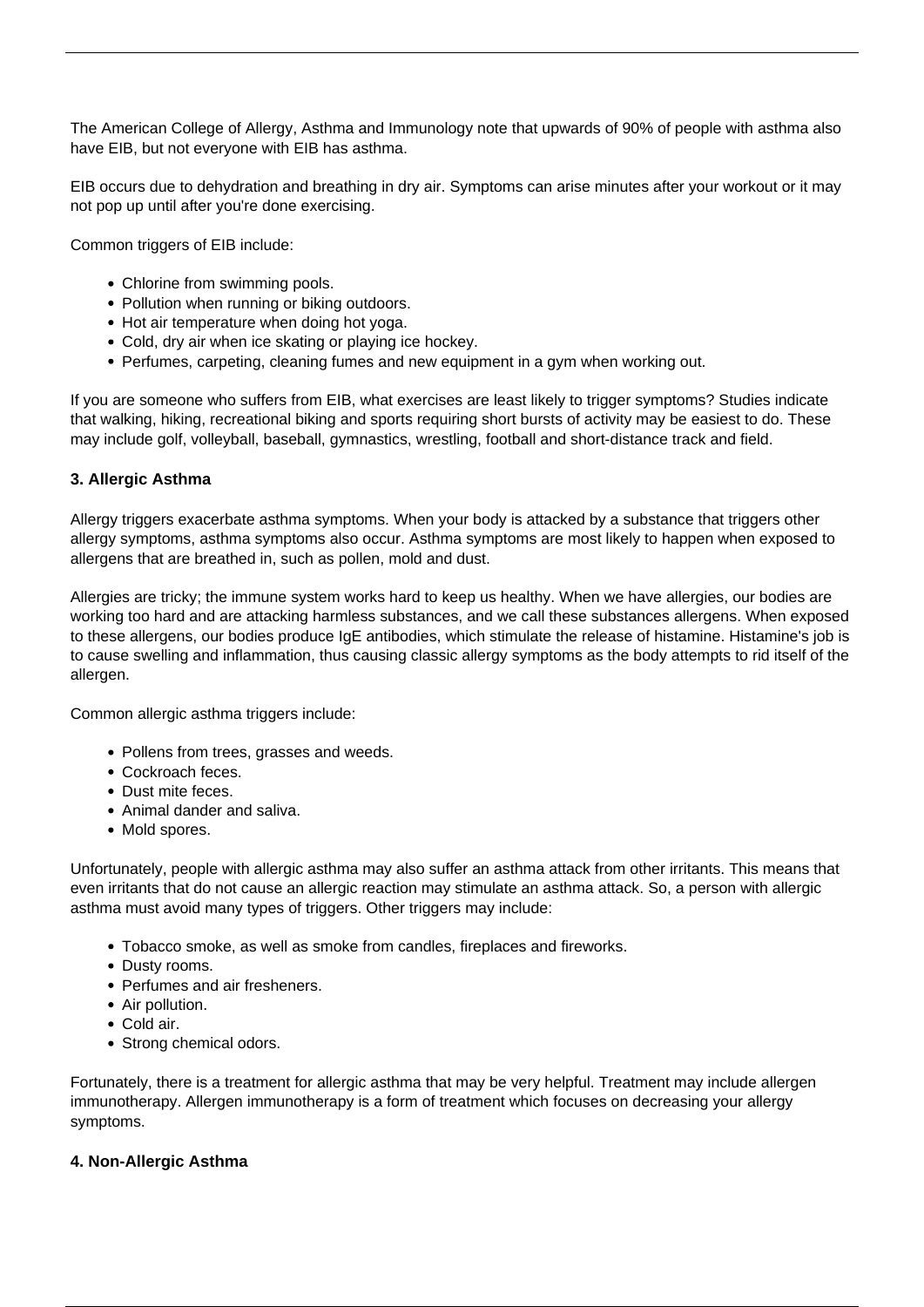The American College of Allergy, Asthma and Immunology note that upwards of 90% of people with asthma also have EIB, but not everyone with EIB has asthma.

EIB occurs due to dehydration and breathing in dry air. Symptoms can arise minutes after your workout or it may not pop up until after you're done exercising.

Common triggers of EIB include:

- Chlorine from swimming pools.
- Pollution when running or biking outdoors.
- Hot air temperature when doing hot yoga.
- Cold, dry air when ice skating or playing ice hockey.
- Perfumes, carpeting, cleaning fumes and new equipment in a gym when working out.

If you are someone who suffers from EIB, what exercises are least likely to trigger symptoms? Studies indicate that walking, hiking, recreational biking and sports requiring short bursts of activity may be easiest to do. These may include golf, volleyball, baseball, gymnastics, wrestling, football and short-distance track and field.

### 3. Allergic Asthma

Allergy triggers exacerbate asthma symptoms. When your body is attacked by a substance that triggers other allergy symptoms, asthma symptoms also occur. Asthma symptoms are most likely to happen when exposed to allergens that are breathed in, such as pollen, mold and dust.

Allergies are tricky; the immune system works hard to keep us healthy. When we have allergies, our bodies are working too hard and are attacking harmless substances, and we call these substances allergens. When exposed to these allergens, our bodies produce IgE antibodies, which stimulate the release of histamine. Histamine's job is to cause swelling and inflammation, thus causing classic allergy symptoms as the body attempts to rid itself of the allergen.

Common allergic asthma triggers include:

- Pollens from trees, grasses and weeds.
- Cockroach feces.
- Dust mite feces.
- Animal dander and saliva.
- Mold spores.

Unfortunately, people with allergic asthma may also suffer an asthma attack from other irritants. This means that even irritants that do not cause an allergic reaction may stimulate an asthma attack. So, a person with allergic asthma must avoid many types of triggers. Other triggers may include:

- Tobacco smoke, as well as smoke from candles, fireplaces and fireworks.
- Dusty rooms.
- Perfumes and air fresheners.
- Air pollution.
- Cold air.
- Strong chemical odors.

Fortunately, there is a treatment for allergic asthma that may be very helpful. Treatment may include allergen immunotherapy. Allergen immunotherapy is a form of treatment which focuses on decreasing your allergy symptoms.

### 4. Non-Allergic Asthma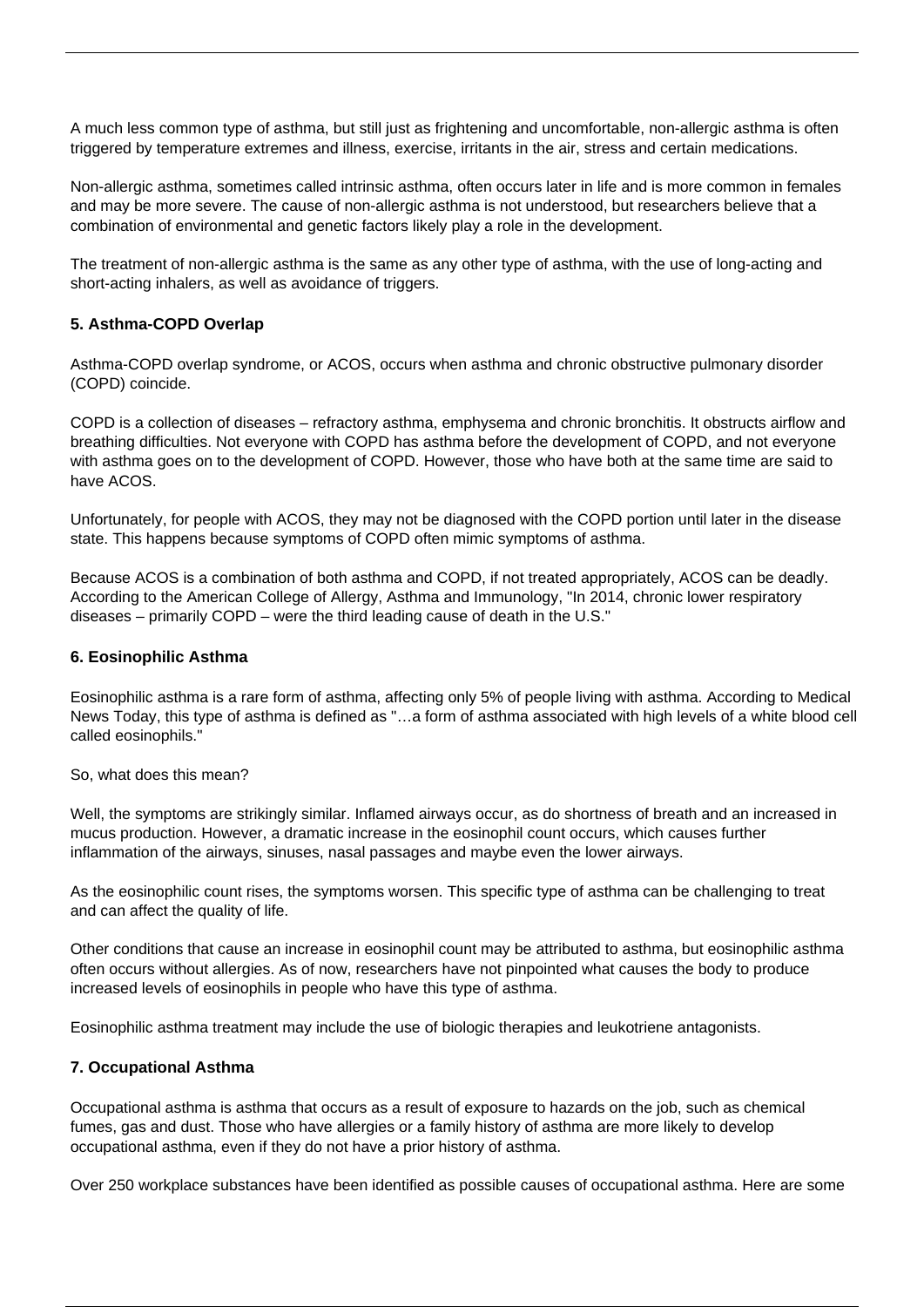A much less common type of asthma, but still just as frightening and uncomfortable, non-allergic asthma is often triggered by temperature extremes and illness, exercise, irritants in the air, stress and certain medications.

Non-allergic asthma, sometimes called intrinsic asthma, often occurs later in life and is more common in females and may be more severe. The cause of non-allergic asthma is not understood, but researchers believe that a combination of environmental and genetic factors likely play a role in the development.

The treatment of non-allergic asthma is the same as any other type of asthma, with the use of long-acting and short-acting inhalers, as well as avoidance of triggers.

**5. Asthma-COPD Overlap**

Asthma-COPD overlap syndrome, or ACOS, occurs when asthma and chronic obstructive pulmonary disorder (COPD) coincide.

COPD is a collection of diseases – refractory asthma, emphysema and chronic bronchitis. It obstructs airflow and breathing difficulties. Not everyone with COPD has asthma before the development of COPD, and not everyone with asthma goes on to the development of COPD. However, those who have both at the same time are said to have ACOS.

Unfortunately, for people with ACOS, they may not be diagnosed with the COPD portion until later in the disease state. This happens because symptoms of COPD often mimic symptoms of asthma.

Because ACOS is a combination of both asthma and COPD, if not treated appropriately, ACOS can be deadly. According to the American College of Allergy, Asthma and Immunology, "In 2014, chronic lower respiratory diseases – primarily COPD – were the third leading cause of death in the U.S."

**6. Eosinophilic Asthma**

Eosinophilic asthma is a rare form of asthma, affecting only 5% of people living with asthma. According to Medical News Today, this type of asthma is defined as "…a form of asthma associated with high levels of a white blood cell called eosinophils."

So, what does this mean?

Well, the symptoms are strikingly similar. Inflamed airways occur, as do shortness of breath and an increased in mucus production. However, a dramatic increase in the eosinophil count occurs, which causes further inflammation of the airways, sinuses, nasal passages and maybe even the lower airways.

As the eosinophilic count rises, the symptoms worsen. This specific type of asthma can be challenging to treat and can affect the quality of life.

Other conditions that cause an increase in eosinophil count may be attributed to asthma, but eosinophilic asthma often occurs without allergies. As of now, researchers have not pinpointed what causes the body to produce increased levels of eosinophils in people who have this type of asthma.

Eosinophilic asthma treatment may include the use of biologic therapies and leukotriene antagonists.

**7. Occupational Asthma**

Occupational asthma is asthma that occurs as a result of exposure to hazards on the job, such as chemical fumes, gas and dust. Those who have allergies or a family history of asthma are more likely to develop occupational asthma, even if they do not have a prior history of asthma.

Over 250 workplace substances have been identified as possible causes of occupational asthma. Here are some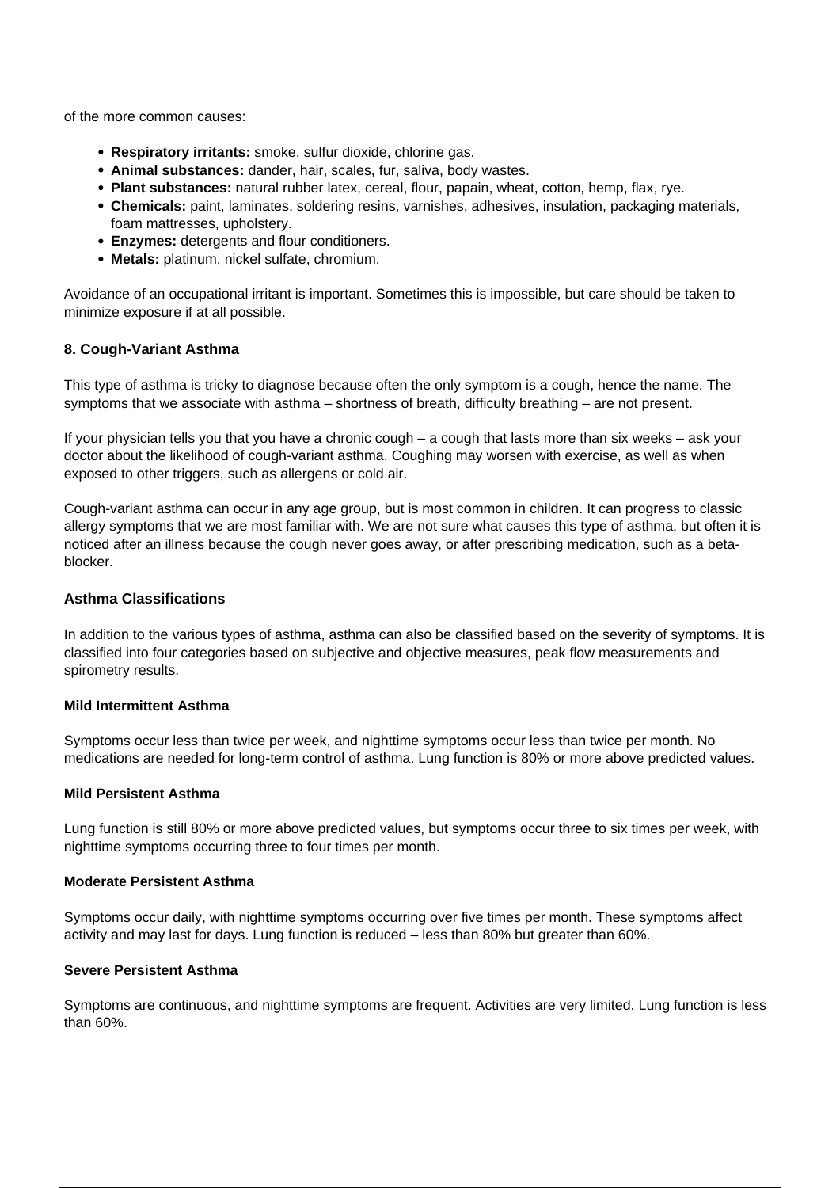of the more common causes:

- **Respiratory irritants:** smoke, sulfur dioxide, chlorine gas.
- **Animal substances:** dander, hair, scales, fur, saliva, body wastes.
- **Plant substances:** natural rubber latex, cereal, flour, papain, wheat, cotton, hemp, flax, rye.
- **Chemicals:** paint, laminates, soldering resins, varnishes, adhesives, insulation, packaging materials, foam mattresses, upholstery.
- **Enzymes:** detergents and flour conditioners.
- **Metals:** platinum, nickel sulfate, chromium.

Avoidance of an occupational irritant is important. Sometimes this is impossible, but care should be taken to minimize exposure if at all possible.

#### 8. Cough-Variant Asthma

This type of asthma is tricky to diagnose because often the only symptom is a cough, hence the name. The symptoms that we associate with asthma – shortness of breath, difficulty breathing – are not present.

If your physician tells you that you have a chronic cough – a cough that lasts more than six weeks – ask your doctor about the likelihood of cough-variant asthma. Coughing may worsen with exercise, as well as when exposed to other triggers, such as allergens or cold air.

Cough-variant asthma can occur in any age group, but is most common in children. It can progress to classic allergy symptoms that we are most familiar with. We are not sure what causes this type of asthma, but often it is noticed after an illness because the cough never goes away, or after prescribing medication, such as a beta-blocker.

### Asthma Classifications

In addition to the various types of asthma, asthma can also be classified based on the severity of symptoms. It is classified into four categories based on subjective and objective measures, peak flow measurements and spirometry results.

#### Mild Intermittent Asthma

Symptoms occur less than twice per week, and nighttime symptoms occur less than twice per month. No medications are needed for long-term control of asthma. Lung function is 80% or more above predicted values.

#### Mild Persistent Asthma

Lung function is still 80% or more above predicted values, but symptoms occur three to six times per week, with nighttime symptoms occurring three to four times per month.

#### Moderate Persistent Asthma

Symptoms occur daily, with nighttime symptoms occurring over five times per month. These symptoms affect activity and may last for days. Lung function is reduced – less than 80% but greater than 60%.

#### Severe Persistent Asthma

Symptoms are continuous, and nighttime symptoms are frequent. Activities are very limited. Lung function is less than 60%.